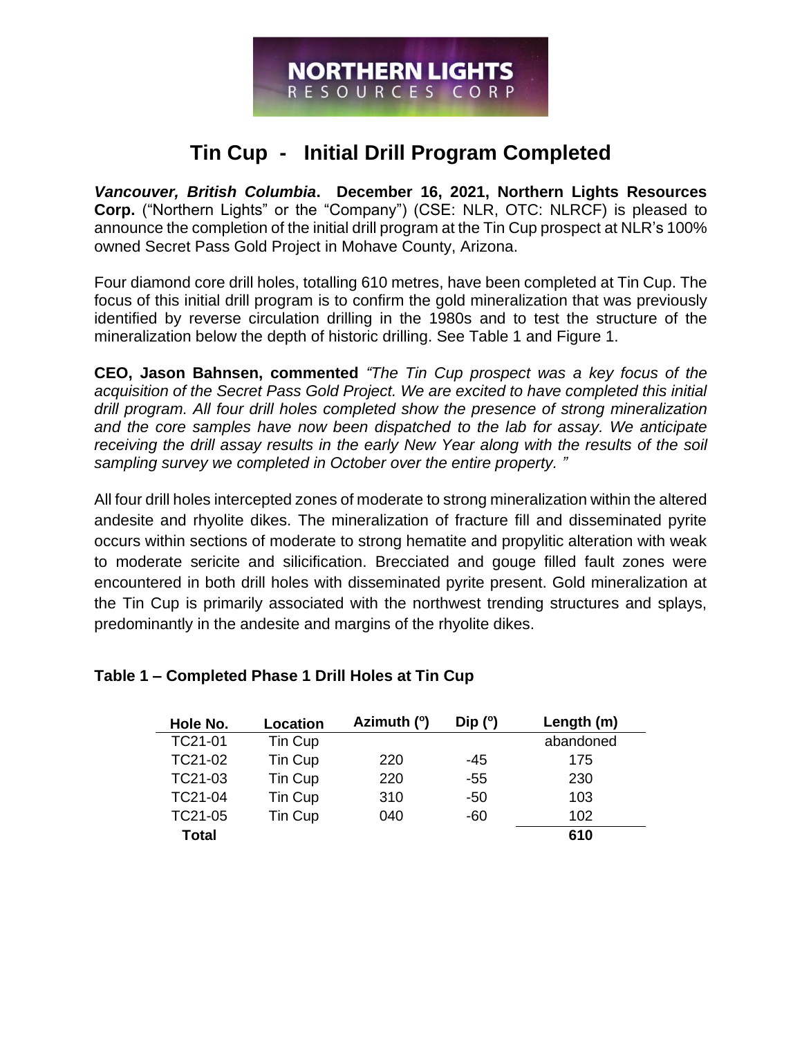NORTHERN LIGHTS
RESOURCES CORP

# Tin Cup - Initial Drill Program Completed

***Vancouver, British Columbia*. December 16, 2021, Northern Lights Resources Corp.** ("Northern Lights" or the "Company") (CSE: NLR, OTC: NLRCF) is pleased to announce the completion of the initial drill program at the Tin Cup prospect at NLR's 100% owned Secret Pass Gold Project in Mohave County, Arizona.

Four diamond core drill holes, totalling 610 metres, have been completed at Tin Cup. The focus of this initial drill program is to confirm the gold mineralization that was previously identified by reverse circulation drilling in the 1980s and to test the structure of the mineralization below the depth of historic drilling. See Table 1 and Figure 1.

**CEO, Jason Bahnsen, commented** *"The Tin Cup prospect was a key focus of the acquisition of the Secret Pass Gold Project. We are excited to have completed this initial drill program. All four drill holes completed show the presence of strong mineralization and the core samples have now been dispatched to the lab for assay. We anticipate receiving the drill assay results in the early New Year along with the results of the soil sampling survey we completed in October over the entire property. "*

All four drill holes intercepted zones of moderate to strong mineralization within the altered andesite and rhyolite dikes. The mineralization of fracture fill and disseminated pyrite occurs within sections of moderate to strong hematite and propylitic alteration with weak to moderate sericite and silicification. Brecciated and gouge filled fault zones were encountered in both drill holes with disseminated pyrite present. Gold mineralization at the Tin Cup is primarily associated with the northwest trending structures and splays, predominantly in the andesite and margins of the rhyolite dikes.

### Table 1 – Completed Phase 1 Drill Holes at Tin Cup

| Hole No. | Location | Azimuth (º) | Dip (º) | Length (m) |
|---|---|---|---|---|
| TC21-01 | Tin Cup | | | abandoned |
| TC21-02 | Tin Cup | 220 | -45 | 175 |
| TC21-03 | Tin Cup | 220 | -55 | 230 |
| TC21-04 | Tin Cup | 310 | -50 | 103 |
| TC21-05 | Tin Cup | 040 | -60 | 102 |
| **Total** | | | | **610** |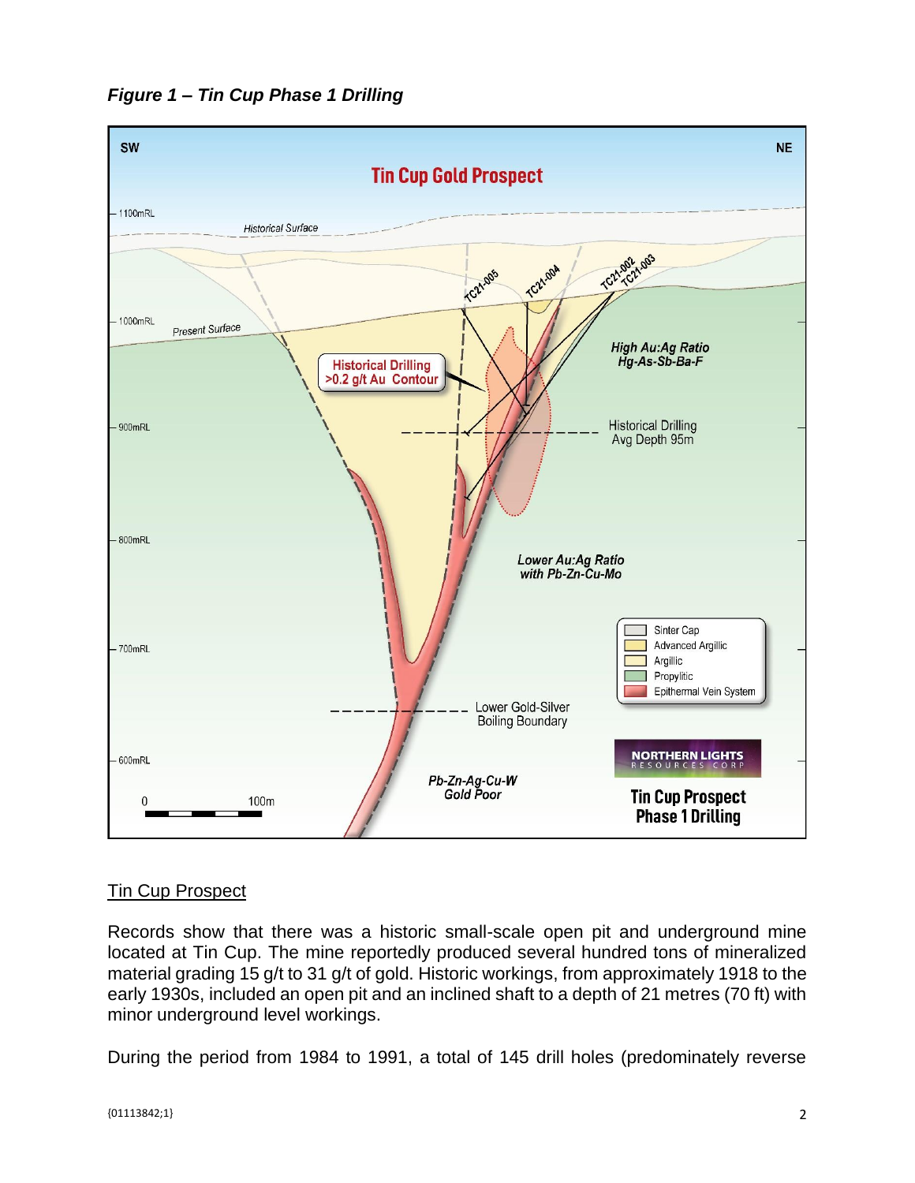*Figure 1 – Tin Cup Phase 1 Drilling*

SW

NE

Tin Cup Gold Prospect

1100mRL

Historical Surface

TC21-005

TC21-004

TC21-002

TC21-003

1000mRL

Present Surface

Historical Drilling >0.2 g/t Au Contour

High Au:Ag Ratio Hg-As-Sb-Ba-F

900mRL

Historical Drilling Avg Depth 95m

800mRL

Lower Au:Ag Ratio with Pb-Zn-Cu-Mo

700mRL

Sinter Cap

Advanced Argillic

Argillic

Propylitic

Epithermal Vein System

Lower Gold-Silver Boiling Boundary

600mRL

NORTHERN LIGHTS RESOURCES CORP

Pb-Zn-Ag-Cu-W Gold Poor

0

100m

Tin Cup Prospect Phase 1 Drilling

## Tin Cup Prospect

Records show that there was a historic small-scale open pit and underground mine located at Tin Cup. The mine reportedly produced several hundred tons of mineralized material grading 15 g/t to 31 g/t of gold. Historic workings, from approximately 1918 to the early 1930s, included an open pit and an inclined shaft to a depth of 21 metres (70 ft) with minor underground level workings.

During the period from 1984 to 1991, a total of 145 drill holes (predominately reverse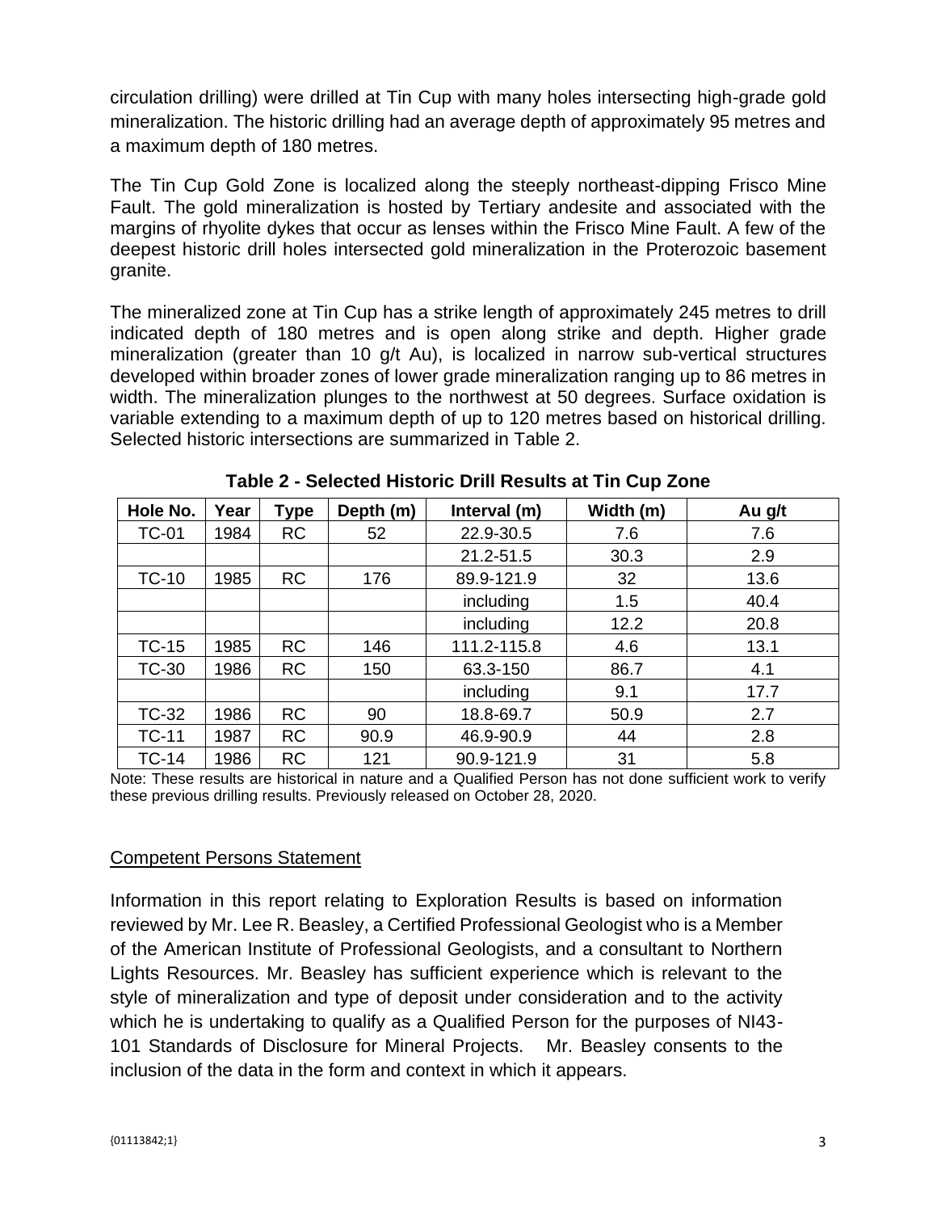circulation drilling) were drilled at Tin Cup with many holes intersecting high-grade gold mineralization. The historic drilling had an average depth of approximately 95 metres and a maximum depth of 180 metres.

The Tin Cup Gold Zone is localized along the steeply northeast-dipping Frisco Mine Fault. The gold mineralization is hosted by Tertiary andesite and associated with the margins of rhyolite dykes that occur as lenses within the Frisco Mine Fault. A few of the deepest historic drill holes intersected gold mineralization in the Proterozoic basement granite.

The mineralized zone at Tin Cup has a strike length of approximately 245 metres to drill indicated depth of 180 metres and is open along strike and depth. Higher grade mineralization (greater than 10 g/t Au), is localized in narrow sub-vertical structures developed within broader zones of lower grade mineralization ranging up to 86 metres in width. The mineralization plunges to the northwest at 50 degrees. Surface oxidation is variable extending to a maximum depth of up to 120 metres based on historical drilling. Selected historic intersections are summarized in Table 2.

**Table 2 - Selected Historic Drill Results at Tin Cup Zone**

| Hole No. | Year | Type | Depth (m) | Interval (m) | Width (m) | Au g/t |
|---|---|---|---|---|---|---|
| TC-01 | 1984 | RC | 52 | 22.9-30.5 | 7.6 | 7.6 |
| | | | | 21.2-51.5 | 30.3 | 2.9 |
| TC-10 | 1985 | RC | 176 | 89.9-121.9 | 32 | 13.6 |
| | | | | including | 1.5 | 40.4 |
| | | | | including | 12.2 | 20.8 |
| TC-15 | 1985 | RC | 146 | 111.2-115.8 | 4.6 | 13.1 |
| TC-30 | 1986 | RC | 150 | 63.3-150 | 86.7 | 4.1 |
| | | | | including | 9.1 | 17.7 |
| TC-32 | 1986 | RC | 90 | 18.8-69.7 | 50.9 | 2.7 |
| TC-11 | 1987 | RC | 90.9 | 46.9-90.9 | 44 | 2.8 |
| TC-14 | 1986 | RC | 121 | 90.9-121.9 | 31 | 5.8 |

Note: These results are historical in nature and a Qualified Person has not done sufficient work to verify these previous drilling results. Previously released on October 28, 2020.

## Competent Persons Statement

Information in this report relating to Exploration Results is based on information reviewed by Mr. Lee R. Beasley, a Certified Professional Geologist who is a Member of the American Institute of Professional Geologists, and a consultant to Northern Lights Resources. Mr. Beasley has sufficient experience which is relevant to the style of mineralization and type of deposit under consideration and to the activity which he is undertaking to qualify as a Qualified Person for the purposes of NI43-101 Standards of Disclosure for Mineral Projects. Mr. Beasley consents to the inclusion of the data in the form and context in which it appears.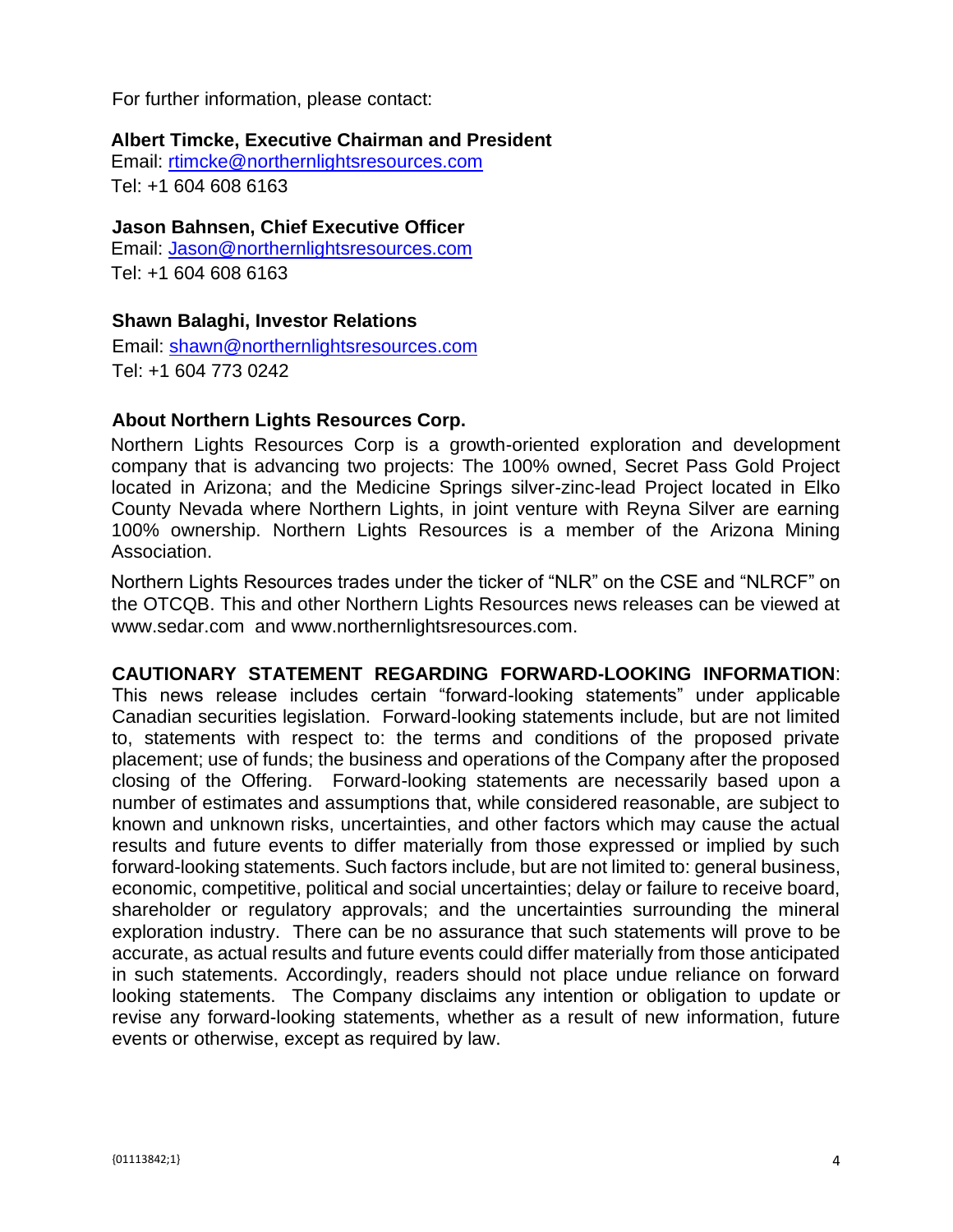For further information, please contact:

**Albert Timcke, Executive Chairman and President**
Email: rtimcke@northernlightsresources.com
Tel: +1 604 608 6163

**Jason Bahnsen, Chief Executive Officer**
Email: Jason@northernlightsresources.com
Tel: +1 604 608 6163

**Shawn Balaghi, Investor Relations**
Email: shawn@northernlightsresources.com
Tel: +1 604 773 0242

**About Northern Lights Resources Corp.**

Northern Lights Resources Corp is a growth-oriented exploration and development company that is advancing two projects: The 100% owned, Secret Pass Gold Project located in Arizona; and the Medicine Springs silver-zinc-lead Project located in Elko County Nevada where Northern Lights, in joint venture with Reyna Silver are earning 100% ownership. Northern Lights Resources is a member of the Arizona Mining Association.

Northern Lights Resources trades under the ticker of "NLR" on the CSE and "NLRCF" on the OTCQB. This and other Northern Lights Resources news releases can be viewed at www.sedar.com and www.northernlightsresources.com.

**CAUTIONARY STATEMENT REGARDING FORWARD-LOOKING INFORMATION**: This news release includes certain "forward-looking statements" under applicable Canadian securities legislation. Forward-looking statements include, but are not limited to, statements with respect to: the terms and conditions of the proposed private placement; use of funds; the business and operations of the Company after the proposed closing of the Offering. Forward-looking statements are necessarily based upon a number of estimates and assumptions that, while considered reasonable, are subject to known and unknown risks, uncertainties, and other factors which may cause the actual results and future events to differ materially from those expressed or implied by such forward-looking statements. Such factors include, but are not limited to: general business, economic, competitive, political and social uncertainties; delay or failure to receive board, shareholder or regulatory approvals; and the uncertainties surrounding the mineral exploration industry. There can be no assurance that such statements will prove to be accurate, as actual results and future events could differ materially from those anticipated in such statements. Accordingly, readers should not place undue reliance on forward looking statements. The Company disclaims any intention or obligation to update or revise any forward-looking statements, whether as a result of new information, future events or otherwise, except as required by law.

{01113842;1}